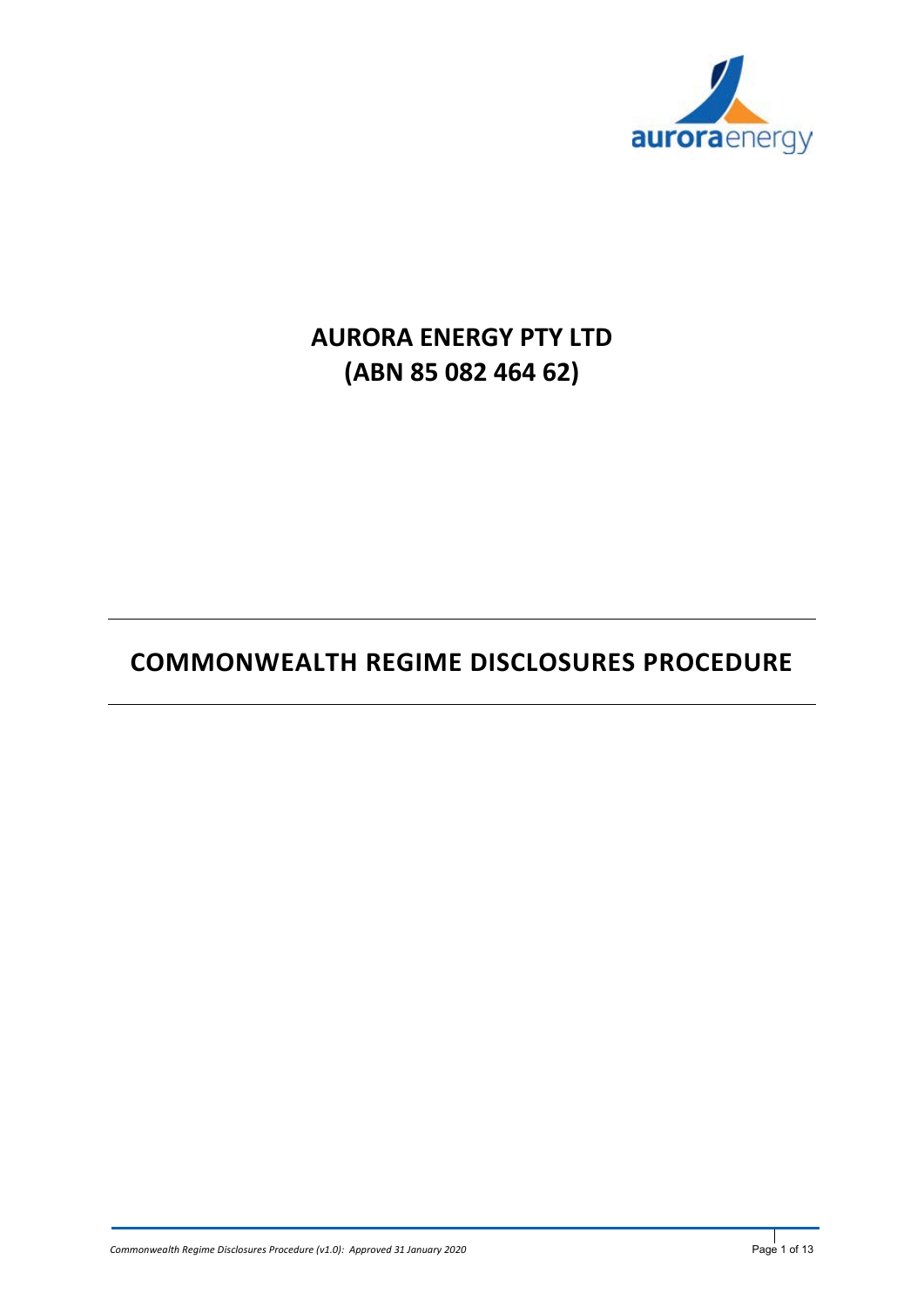# AURORA ENERGY PTY LTD
# (ABN 85 082 464 62)

---

# COMMONWEALTH REGIME DISCLOSURES PROCEDURE

---

*Commonwealth Regime Disclosures Procedure (v1.0): Approved 31 January 2020*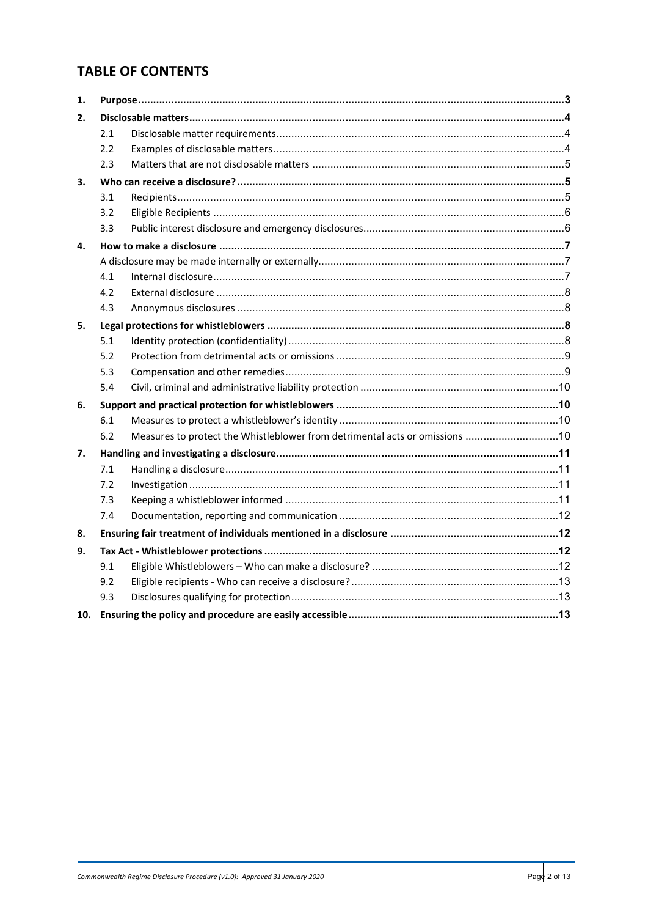## TABLE OF CONTENTS

| | | | |
|---|---|---|---|
| **1.** | **Purpose** | | **3** |
| **2.** | **Disclosable matters** | | **4** |
| | 2.1 | Disclosable matter requirements | 4 |
| | 2.2 | Examples of disclosable matters | 4 |
| | 2.3 | Matters that are not disclosable matters | 5 |
| **3.** | **Who can receive a disclosure?** | | **5** |
| | 3.1 | Recipients | 5 |
| | 3.2 | Eligible Recipients | 6 |
| | 3.3 | Public interest disclosure and emergency disclosures | 6 |
| **4.** | **How to make a disclosure** | | **7** |
| | A disclosure may be made internally or externally | | 7 |
| | 4.1 | Internal disclosure | 7 |
| | 4.2 | External disclosure | 8 |
| | 4.3 | Anonymous disclosures | 8 |
| **5.** | **Legal protections for whistleblowers** | | **8** |
| | 5.1 | Identity protection (confidentiality) | 8 |
| | 5.2 | Protection from detrimental acts or omissions | 9 |
| | 5.3 | Compensation and other remedies | 9 |
| | 5.4 | Civil, criminal and administrative liability protection | 10 |
| **6.** | **Support and practical protection for whistleblowers** | | **10** |
| | 6.1 | Measures to protect a whistleblower's identity | 10 |
| | 6.2 | Measures to protect the Whistleblower from detrimental acts or omissions | 10 |
| **7.** | **Handling and investigating a disclosure** | | **11** |
| | 7.1 | Handling a disclosure | 11 |
| | 7.2 | Investigation | 11 |
| | 7.3 | Keeping a whistleblower informed | 11 |
| | 7.4 | Documentation, reporting and communication | 12 |
| **8.** | **Ensuring fair treatment of individuals mentioned in a disclosure** | | **12** |
| **9.** | **Tax Act - Whistleblower protections** | | **12** |
| | 9.1 | Eligible Whistleblowers – Who can make a disclosure? | 12 |
| | 9.2 | Eligible recipients - Who can receive a disclosure? | 13 |
| | 9.3 | Disclosures qualifying for protection | 13 |
| **10.** | **Ensuring the policy and procedure are easily accessible** | | **13** |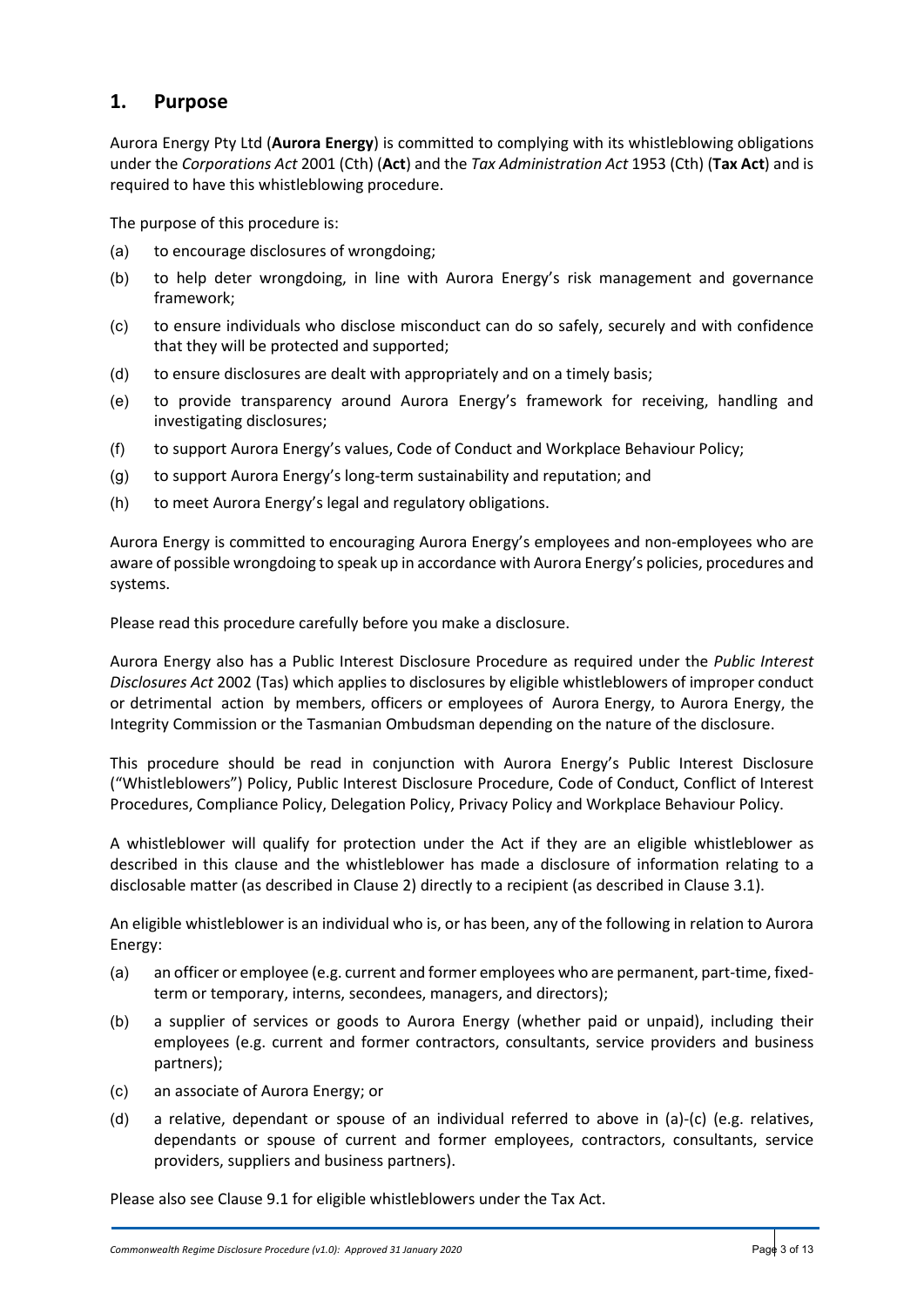## 1. Purpose

Aurora Energy Pty Ltd (**Aurora Energy**) is committed to complying with its whistleblowing obligations under the *Corporations Act* 2001 (Cth) (**Act**) and the *Tax Administration Act* 1953 (Cth) (**Tax Act**) and is required to have this whistleblowing procedure.

The purpose of this procedure is:

(a) to encourage disclosures of wrongdoing;

(b) to help deter wrongdoing, in line with Aurora Energy's risk management and governance framework;

(c) to ensure individuals who disclose misconduct can do so safely, securely and with confidence that they will be protected and supported;

(d) to ensure disclosures are dealt with appropriately and on a timely basis;

(e) to provide transparency around Aurora Energy's framework for receiving, handling and investigating disclosures;

(f) to support Aurora Energy's values, Code of Conduct and Workplace Behaviour Policy;

(g) to support Aurora Energy's long-term sustainability and reputation; and

(h) to meet Aurora Energy's legal and regulatory obligations.

Aurora Energy is committed to encouraging Aurora Energy's employees and non-employees who are aware of possible wrongdoing to speak up in accordance with Aurora Energy's policies, procedures and systems.

Please read this procedure carefully before you make a disclosure.

Aurora Energy also has a Public Interest Disclosure Procedure as required under the *Public Interest Disclosures Act* 2002 (Tas) which applies to disclosures by eligible whistleblowers of improper conduct or detrimental action by members, officers or employees of Aurora Energy, to Aurora Energy, the Integrity Commission or the Tasmanian Ombudsman depending on the nature of the disclosure.

This procedure should be read in conjunction with Aurora Energy's Public Interest Disclosure ("Whistleblowers") Policy, Public Interest Disclosure Procedure, Code of Conduct, Conflict of Interest Procedures, Compliance Policy, Delegation Policy, Privacy Policy and Workplace Behaviour Policy.

A whistleblower will qualify for protection under the Act if they are an eligible whistleblower as described in this clause and the whistleblower has made a disclosure of information relating to a disclosable matter (as described in Clause 2) directly to a recipient (as described in Clause 3.1).

An eligible whistleblower is an individual who is, or has been, any of the following in relation to Aurora Energy:

(a) an officer or employee (e.g. current and former employees who are permanent, part-time, fixed-term or temporary, interns, secondees, managers, and directors);

(b) a supplier of services or goods to Aurora Energy (whether paid or unpaid), including their employees (e.g. current and former contractors, consultants, service providers and business partners);

(c) an associate of Aurora Energy; or

(d) a relative, dependant or spouse of an individual referred to above in (a)-(c) (e.g. relatives, dependants or spouse of current and former employees, contractors, consultants, service providers, suppliers and business partners).

Please also see Clause 9.1 for eligible whistleblowers under the Tax Act.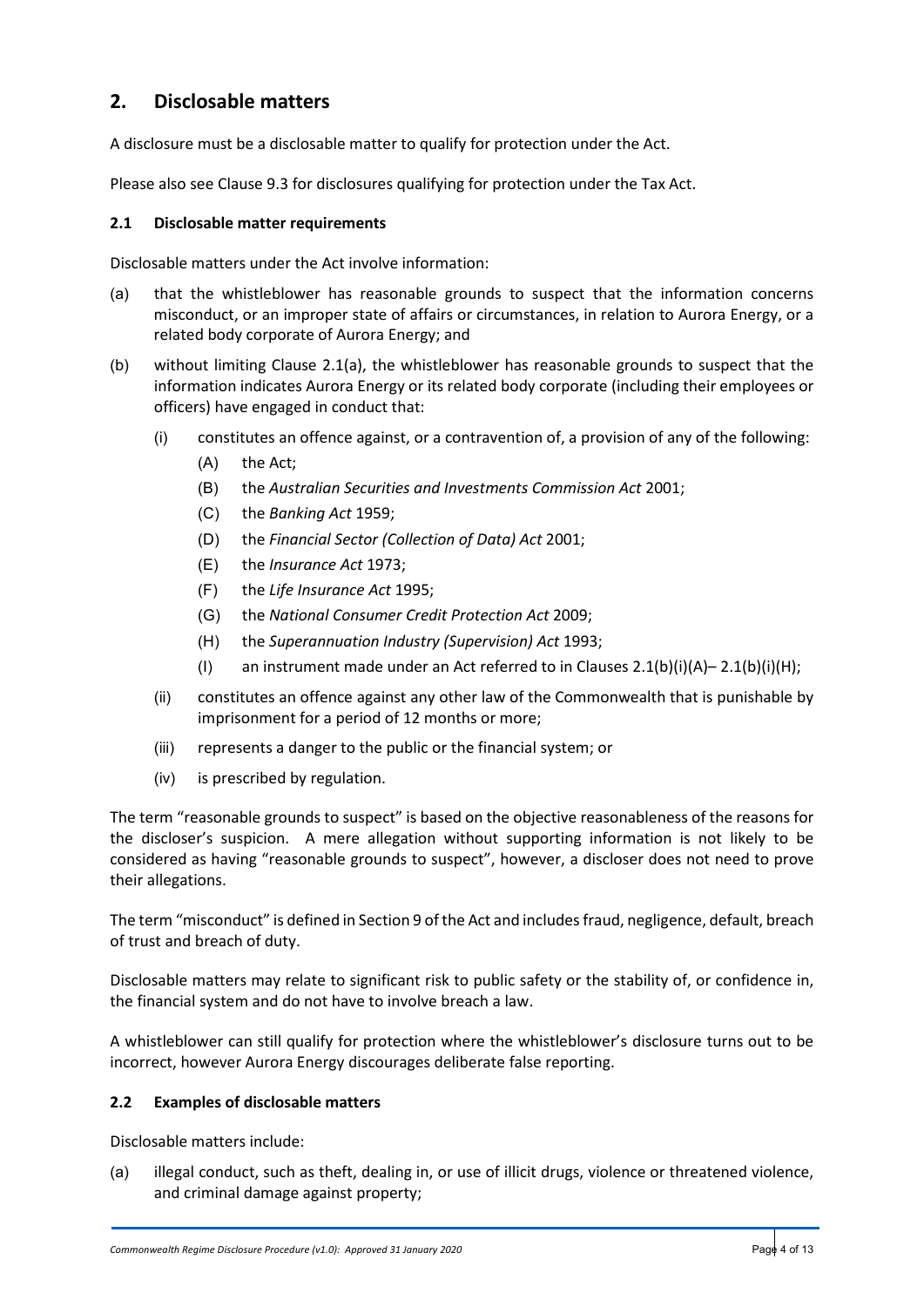## 2. Disclosable matters

A disclosure must be a disclosable matter to qualify for protection under the Act.

Please also see Clause 9.3 for disclosures qualifying for protection under the Tax Act.

### 2.1 Disclosable matter requirements

Disclosable matters under the Act involve information:

(a) that the whistleblower has reasonable grounds to suspect that the information concerns misconduct, or an improper state of affairs or circumstances, in relation to Aurora Energy, or a related body corporate of Aurora Energy; and

(b) without limiting Clause 2.1(a), the whistleblower has reasonable grounds to suspect that the information indicates Aurora Energy or its related body corporate (including their employees or officers) have engaged in conduct that:

   (i) constitutes an offence against, or a contravention of, a provision of any of the following:

      (A) the Act;

      (B) the *Australian Securities and Investments Commission Act* 2001;

      (C) the *Banking Act* 1959;

      (D) the *Financial Sector (Collection of Data) Act* 2001;

      (E) the *Insurance Act* 1973;

      (F) the *Life Insurance Act* 1995;

      (G) the *National Consumer Credit Protection Act* 2009;

      (H) the *Superannuation Industry (Supervision) Act* 1993;

      (I) an instrument made under an Act referred to in Clauses 2.1(b)(i)(A)– 2.1(b)(i)(H);

   (ii) constitutes an offence against any other law of the Commonwealth that is punishable by imprisonment for a period of 12 months or more;

   (iii) represents a danger to the public or the financial system; or

   (iv) is prescribed by regulation.

The term "reasonable grounds to suspect" is based on the objective reasonableness of the reasons for the discloser's suspicion. A mere allegation without supporting information is not likely to be considered as having "reasonable grounds to suspect", however, a discloser does not need to prove their allegations.

The term "misconduct" is defined in Section 9 of the Act and includes fraud, negligence, default, breach of trust and breach of duty.

Disclosable matters may relate to significant risk to public safety or the stability of, or confidence in, the financial system and do not have to involve breach a law.

A whistleblower can still qualify for protection where the whistleblower's disclosure turns out to be incorrect, however Aurora Energy discourages deliberate false reporting.

### 2.2 Examples of disclosable matters

Disclosable matters include:

(a) illegal conduct, such as theft, dealing in, or use of illicit drugs, violence or threatened violence, and criminal damage against property;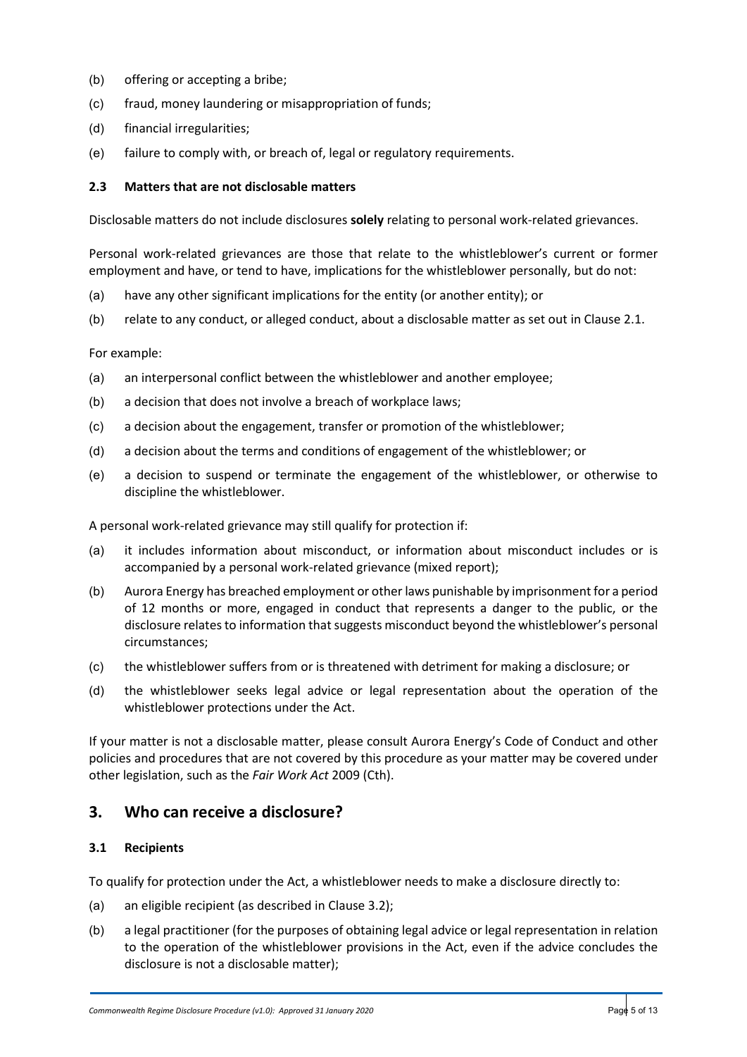(b) offering or accepting a bribe;

(c) fraud, money laundering or misappropriation of funds;

(d) financial irregularities;

(e) failure to comply with, or breach of, legal or regulatory requirements.

### 2.3 Matters that are not disclosable matters

Disclosable matters do not include disclosures **solely** relating to personal work-related grievances.

Personal work-related grievances are those that relate to the whistleblower's current or former employment and have, or tend to have, implications for the whistleblower personally, but do not:

(a) have any other significant implications for the entity (or another entity); or

(b) relate to any conduct, or alleged conduct, about a disclosable matter as set out in Clause 2.1.

For example:

(a) an interpersonal conflict between the whistleblower and another employee;

(b) a decision that does not involve a breach of workplace laws;

(c) a decision about the engagement, transfer or promotion of the whistleblower;

(d) a decision about the terms and conditions of engagement of the whistleblower; or

(e) a decision to suspend or terminate the engagement of the whistleblower, or otherwise to discipline the whistleblower.

A personal work-related grievance may still qualify for protection if:

(a) it includes information about misconduct, or information about misconduct includes or is accompanied by a personal work-related grievance (mixed report);

(b) Aurora Energy has breached employment or other laws punishable by imprisonment for a period of 12 months or more, engaged in conduct that represents a danger to the public, or the disclosure relates to information that suggests misconduct beyond the whistleblower's personal circumstances;

(c) the whistleblower suffers from or is threatened with detriment for making a disclosure; or

(d) the whistleblower seeks legal advice or legal representation about the operation of the whistleblower protections under the Act.

If your matter is not a disclosable matter, please consult Aurora Energy's Code of Conduct and other policies and procedures that are not covered by this procedure as your matter may be covered under other legislation, such as the *Fair Work Act* 2009 (Cth).

## 3. Who can receive a disclosure?

### 3.1 Recipients

To qualify for protection under the Act, a whistleblower needs to make a disclosure directly to:

(a) an eligible recipient (as described in Clause 3.2);

(b) a legal practitioner (for the purposes of obtaining legal advice or legal representation in relation to the operation of the whistleblower provisions in the Act, even if the advice concludes the disclosure is not a disclosable matter);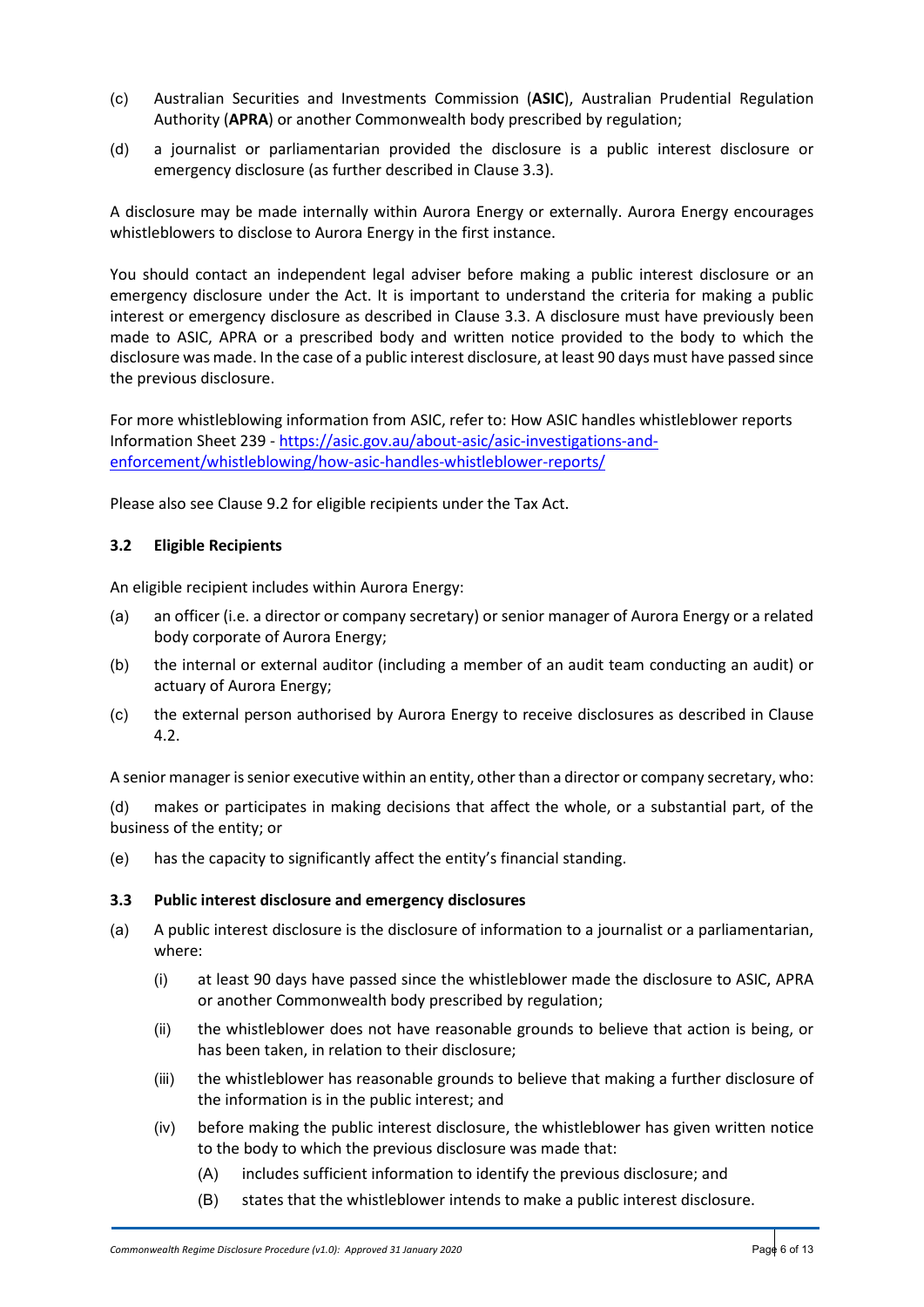(c) Australian Securities and Investments Commission (**ASIC**), Australian Prudential Regulation Authority (**APRA**) or another Commonwealth body prescribed by regulation;

(d) a journalist or parliamentarian provided the disclosure is a public interest disclosure or emergency disclosure (as further described in Clause 3.3).

A disclosure may be made internally within Aurora Energy or externally. Aurora Energy encourages whistleblowers to disclose to Aurora Energy in the first instance.

You should contact an independent legal adviser before making a public interest disclosure or an emergency disclosure under the Act. It is important to understand the criteria for making a public interest or emergency disclosure as described in Clause 3.3. A disclosure must have previously been made to ASIC, APRA or a prescribed body and written notice provided to the body to which the disclosure was made. In the case of a public interest disclosure, at least 90 days must have passed since the previous disclosure.

For more whistleblowing information from ASIC, refer to: How ASIC handles whistleblower reports Information Sheet 239 - [https://asic.gov.au/about-asic/asic-investigations-and-enforcement/whistleblowing/how-asic-handles-whistleblower-reports/](https://asic.gov.au/about-asic/asic-investigations-and-enforcement/whistleblowing/how-asic-handles-whistleblower-reports/)

Please also see Clause 9.2 for eligible recipients under the Tax Act.

### 3.2 Eligible Recipients

An eligible recipient includes within Aurora Energy:

(a) an officer (i.e. a director or company secretary) or senior manager of Aurora Energy or a related body corporate of Aurora Energy;

(b) the internal or external auditor (including a member of an audit team conducting an audit) or actuary of Aurora Energy;

(c) the external person authorised by Aurora Energy to receive disclosures as described in Clause 4.2.

A senior manager is senior executive within an entity, other than a director or company secretary, who:

(d) makes or participates in making decisions that affect the whole, or a substantial part, of the business of the entity; or

(e) has the capacity to significantly affect the entity's financial standing.

### 3.3 Public interest disclosure and emergency disclosures

(a) A public interest disclosure is the disclosure of information to a journalist or a parliamentarian, where:

  (i) at least 90 days have passed since the whistleblower made the disclosure to ASIC, APRA or another Commonwealth body prescribed by regulation;

  (ii) the whistleblower does not have reasonable grounds to believe that action is being, or has been taken, in relation to their disclosure;

  (iii) the whistleblower has reasonable grounds to believe that making a further disclosure of the information is in the public interest; and

  (iv) before making the public interest disclosure, the whistleblower has given written notice to the body to which the previous disclosure was made that:

    (A) includes sufficient information to identify the previous disclosure; and

    (B) states that the whistleblower intends to make a public interest disclosure.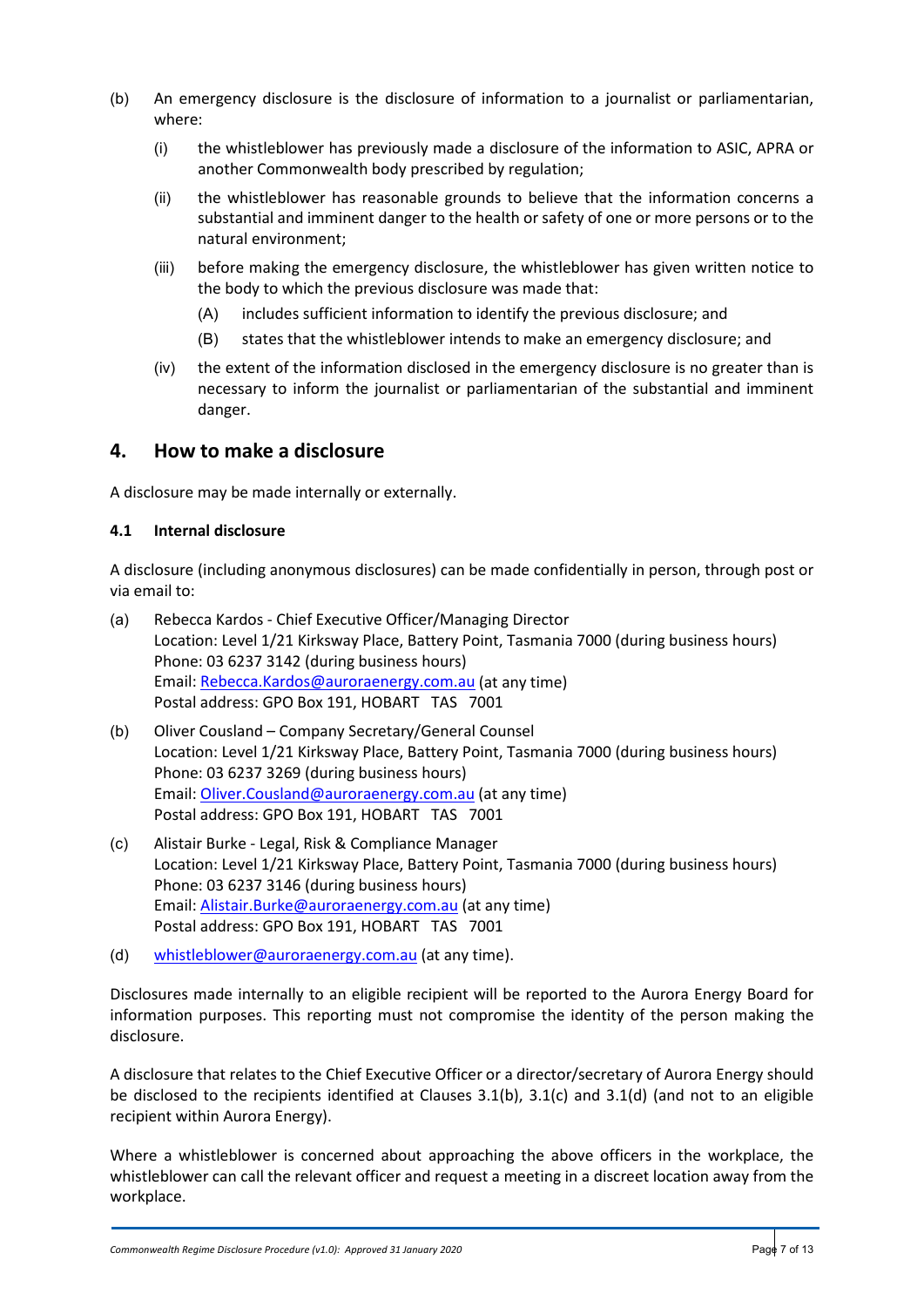(b) An emergency disclosure is the disclosure of information to a journalist or parliamentarian, where:

  (i) the whistleblower has previously made a disclosure of the information to ASIC, APRA or another Commonwealth body prescribed by regulation;

  (ii) the whistleblower has reasonable grounds to believe that the information concerns a substantial and imminent danger to the health or safety of one or more persons or to the natural environment;

  (iii) before making the emergency disclosure, the whistleblower has given written notice to the body to which the previous disclosure was made that:

    (A) includes sufficient information to identify the previous disclosure; and

    (B) states that the whistleblower intends to make an emergency disclosure; and

  (iv) the extent of the information disclosed in the emergency disclosure is no greater than is necessary to inform the journalist or parliamentarian of the substantial and imminent danger.

## 4. How to make a disclosure

A disclosure may be made internally or externally.

### 4.1 Internal disclosure

A disclosure (including anonymous disclosures) can be made confidentially in person, through post or via email to:

(a) Rebecca Kardos - Chief Executive Officer/Managing Director
Location: Level 1/21 Kirksway Place, Battery Point, Tasmania 7000 (during business hours)
Phone: 03 6237 3142 (during business hours)
Email: Rebecca.Kardos@auroraenergy.com.au (at any time)
Postal address: GPO Box 191, HOBART TAS 7001

(b) Oliver Cousland – Company Secretary/General Counsel
Location: Level 1/21 Kirksway Place, Battery Point, Tasmania 7000 (during business hours)
Phone: 03 6237 3269 (during business hours)
Email: Oliver.Cousland@auroraenergy.com.au (at any time)
Postal address: GPO Box 191, HOBART TAS 7001

(c) Alistair Burke - Legal, Risk & Compliance Manager
Location: Level 1/21 Kirksway Place, Battery Point, Tasmania 7000 (during business hours)
Phone: 03 6237 3146 (during business hours)
Email: Alistair.Burke@auroraenergy.com.au (at any time)
Postal address: GPO Box 191, HOBART TAS 7001

(d) whistleblower@auroraenergy.com.au (at any time).

Disclosures made internally to an eligible recipient will be reported to the Aurora Energy Board for information purposes. This reporting must not compromise the identity of the person making the disclosure.

A disclosure that relates to the Chief Executive Officer or a director/secretary of Aurora Energy should be disclosed to the recipients identified at Clauses 3.1(b), 3.1(c) and 3.1(d) (and not to an eligible recipient within Aurora Energy).

Where a whistleblower is concerned about approaching the above officers in the workplace, the whistleblower can call the relevant officer and request a meeting in a discreet location away from the workplace.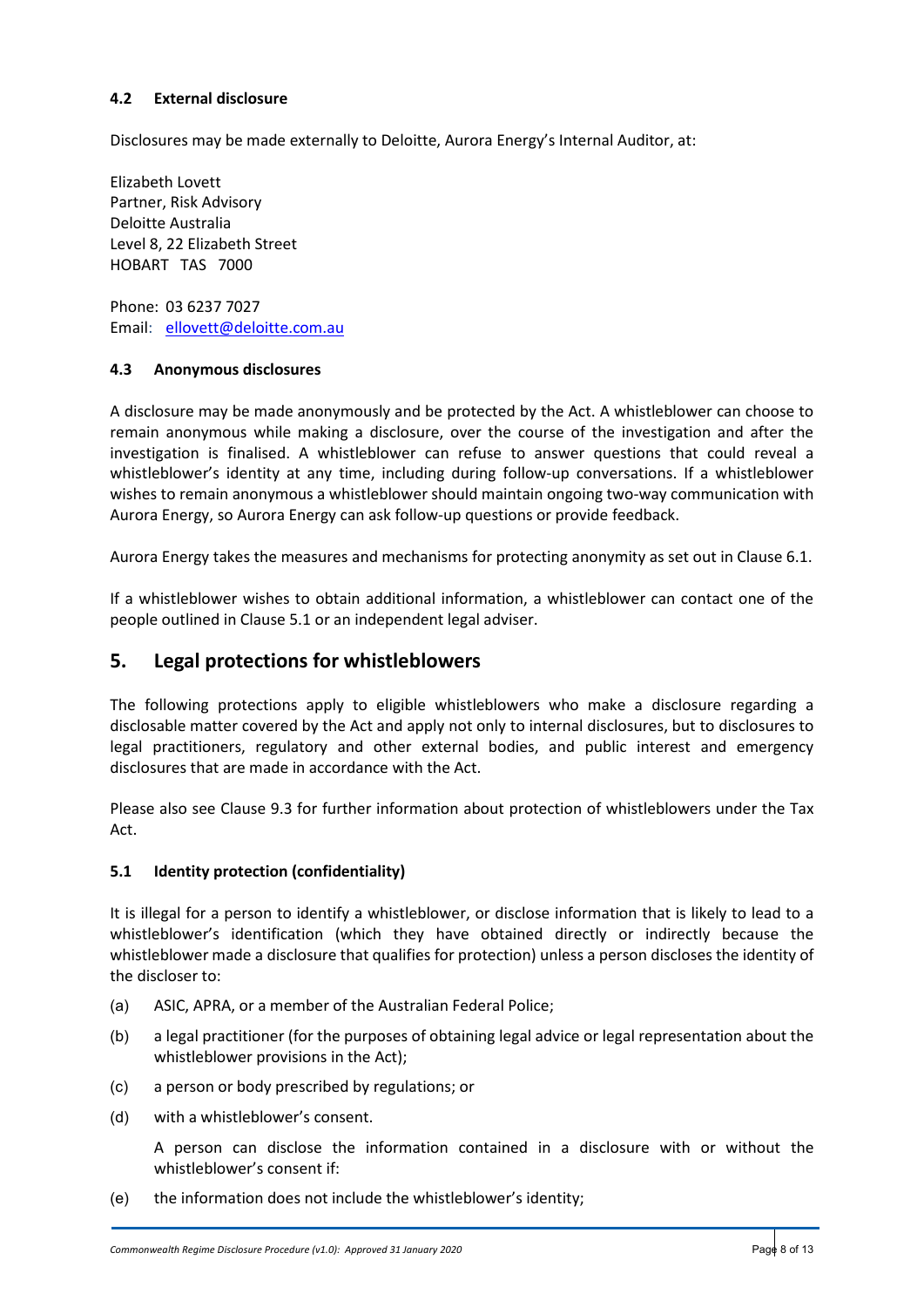### 4.2 External disclosure

Disclosures may be made externally to Deloitte, Aurora Energy's Internal Auditor, at:

Elizabeth Lovett
Partner, Risk Advisory
Deloitte Australia
Level 8, 22 Elizabeth Street
HOBART TAS 7000

Phone: 03 6237 7027
Email: ellovett@deloitte.com.au

### 4.3 Anonymous disclosures

A disclosure may be made anonymously and be protected by the Act. A whistleblower can choose to remain anonymous while making a disclosure, over the course of the investigation and after the investigation is finalised. A whistleblower can refuse to answer questions that could reveal a whistleblower's identity at any time, including during follow-up conversations. If a whistleblower wishes to remain anonymous a whistleblower should maintain ongoing two-way communication with Aurora Energy, so Aurora Energy can ask follow-up questions or provide feedback.

Aurora Energy takes the measures and mechanisms for protecting anonymity as set out in Clause 6.1.

If a whistleblower wishes to obtain additional information, a whistleblower can contact one of the people outlined in Clause 5.1 or an independent legal adviser.

## 5. Legal protections for whistleblowers

The following protections apply to eligible whistleblowers who make a disclosure regarding a disclosable matter covered by the Act and apply not only to internal disclosures, but to disclosures to legal practitioners, regulatory and other external bodies, and public interest and emergency disclosures that are made in accordance with the Act.

Please also see Clause 9.3 for further information about protection of whistleblowers under the Tax Act.

### 5.1 Identity protection (confidentiality)

It is illegal for a person to identify a whistleblower, or disclose information that is likely to lead to a whistleblower's identification (which they have obtained directly or indirectly because the whistleblower made a disclosure that qualifies for protection) unless a person discloses the identity of the discloser to:

(a) ASIC, APRA, or a member of the Australian Federal Police;

(b) a legal practitioner (for the purposes of obtaining legal advice or legal representation about the whistleblower provisions in the Act);

(c) a person or body prescribed by regulations; or

(d) with a whistleblower's consent.

A person can disclose the information contained in a disclosure with or without the whistleblower's consent if:

(e) the information does not include the whistleblower's identity;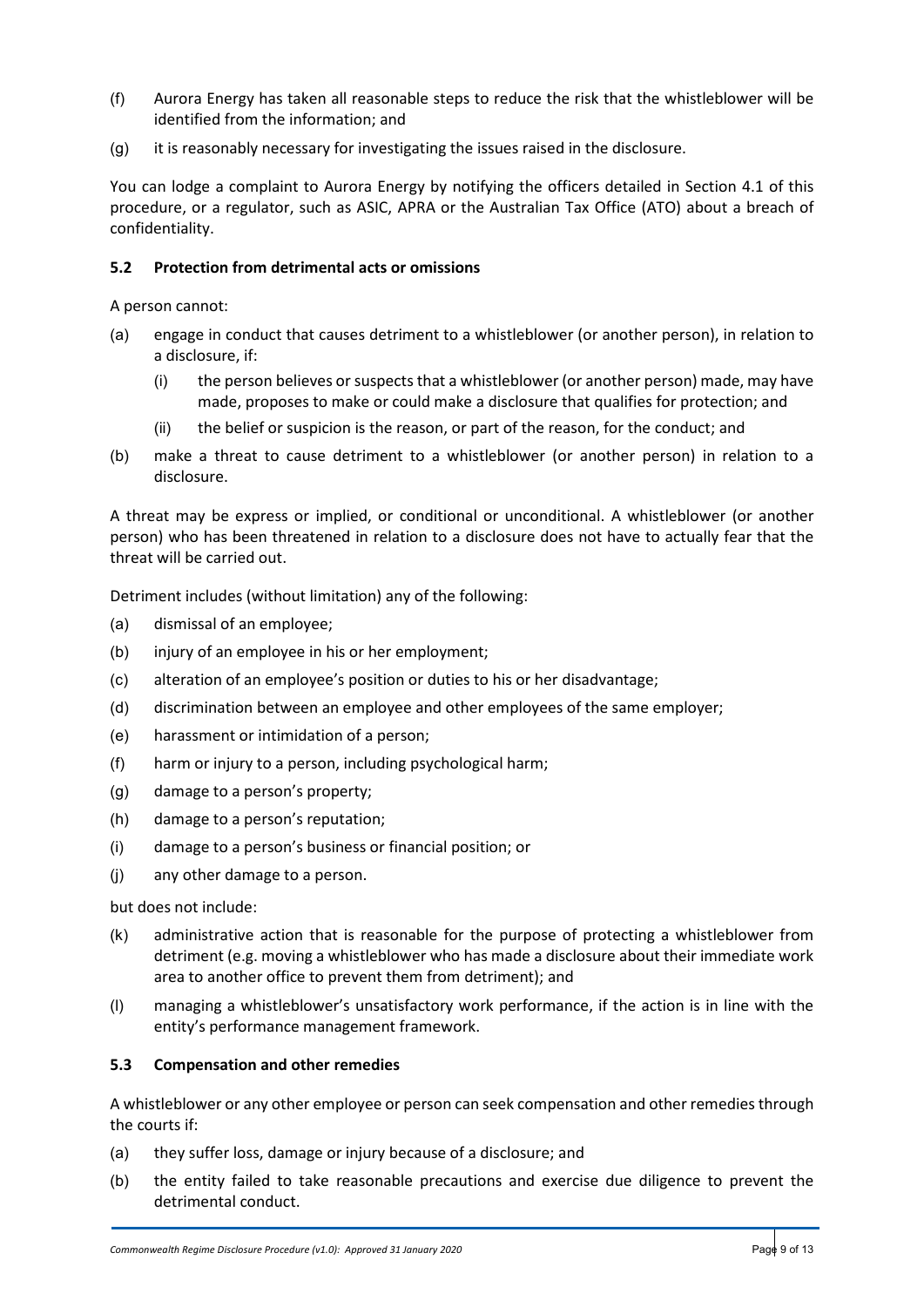(f) Aurora Energy has taken all reasonable steps to reduce the risk that the whistleblower will be identified from the information; and

(g) it is reasonably necessary for investigating the issues raised in the disclosure.

You can lodge a complaint to Aurora Energy by notifying the officers detailed in Section 4.1 of this procedure, or a regulator, such as ASIC, APRA or the Australian Tax Office (ATO) about a breach of confidentiality.

### 5.2 Protection from detrimental acts or omissions

A person cannot:

(a) engage in conduct that causes detriment to a whistleblower (or another person), in relation to a disclosure, if:

 (i) the person believes or suspects that a whistleblower (or another person) made, may have made, proposes to make or could make a disclosure that qualifies for protection; and

 (ii) the belief or suspicion is the reason, or part of the reason, for the conduct; and

(b) make a threat to cause detriment to a whistleblower (or another person) in relation to a disclosure.

A threat may be express or implied, or conditional or unconditional. A whistleblower (or another person) who has been threatened in relation to a disclosure does not have to actually fear that the threat will be carried out.

Detriment includes (without limitation) any of the following:

(a) dismissal of an employee;

(b) injury of an employee in his or her employment;

(c) alteration of an employee's position or duties to his or her disadvantage;

(d) discrimination between an employee and other employees of the same employer;

(e) harassment or intimidation of a person;

(f) harm or injury to a person, including psychological harm;

(g) damage to a person's property;

(h) damage to a person's reputation;

(i) damage to a person's business or financial position; or

(j) any other damage to a person.

but does not include:

(k) administrative action that is reasonable for the purpose of protecting a whistleblower from detriment (e.g. moving a whistleblower who has made a disclosure about their immediate work area to another office to prevent them from detriment); and

(l) managing a whistleblower's unsatisfactory work performance, if the action is in line with the entity's performance management framework.

### 5.3 Compensation and other remedies

A whistleblower or any other employee or person can seek compensation and other remedies through the courts if:

(a) they suffer loss, damage or injury because of a disclosure; and

(b) the entity failed to take reasonable precautions and exercise due diligence to prevent the detrimental conduct.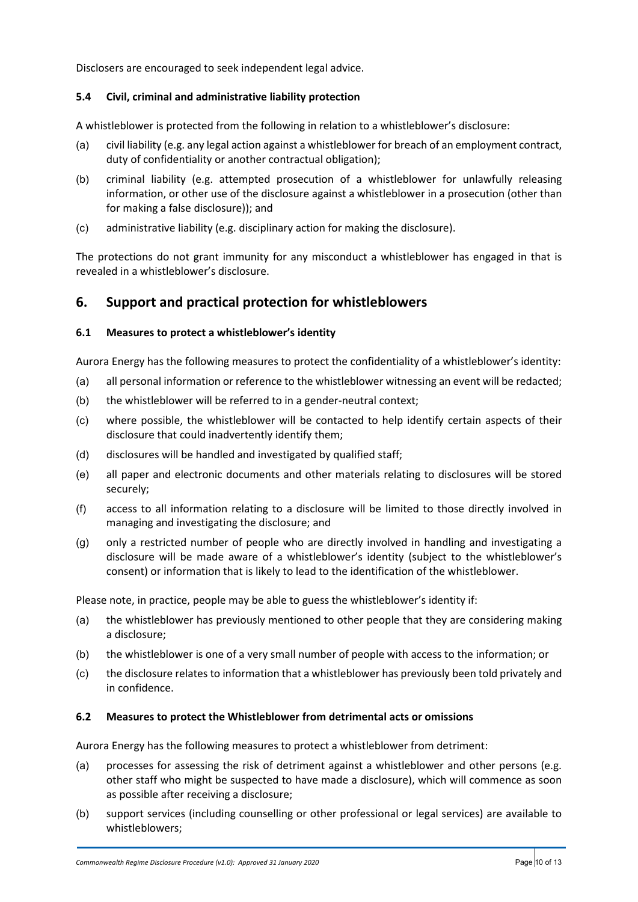Disclosers are encouraged to seek independent legal advice.

### 5.4 Civil, criminal and administrative liability protection

A whistleblower is protected from the following in relation to a whistleblower's disclosure:

(a) civil liability (e.g. any legal action against a whistleblower for breach of an employment contract, duty of confidentiality or another contractual obligation);

(b) criminal liability (e.g. attempted prosecution of a whistleblower for unlawfully releasing information, or other use of the disclosure against a whistleblower in a prosecution (other than for making a false disclosure)); and

(c) administrative liability (e.g. disciplinary action for making the disclosure).

The protections do not grant immunity for any misconduct a whistleblower has engaged in that is revealed in a whistleblower's disclosure.

## 6. Support and practical protection for whistleblowers

### 6.1 Measures to protect a whistleblower's identity

Aurora Energy has the following measures to protect the confidentiality of a whistleblower's identity:

(a) all personal information or reference to the whistleblower witnessing an event will be redacted;

(b) the whistleblower will be referred to in a gender-neutral context;

(c) where possible, the whistleblower will be contacted to help identify certain aspects of their disclosure that could inadvertently identify them;

(d) disclosures will be handled and investigated by qualified staff;

(e) all paper and electronic documents and other materials relating to disclosures will be stored securely;

(f) access to all information relating to a disclosure will be limited to those directly involved in managing and investigating the disclosure; and

(g) only a restricted number of people who are directly involved in handling and investigating a disclosure will be made aware of a whistleblower's identity (subject to the whistleblower's consent) or information that is likely to lead to the identification of the whistleblower.

Please note, in practice, people may be able to guess the whistleblower's identity if:

(a) the whistleblower has previously mentioned to other people that they are considering making a disclosure;

(b) the whistleblower is one of a very small number of people with access to the information; or

(c) the disclosure relates to information that a whistleblower has previously been told privately and in confidence.

### 6.2 Measures to protect the Whistleblower from detrimental acts or omissions

Aurora Energy has the following measures to protect a whistleblower from detriment:

(a) processes for assessing the risk of detriment against a whistleblower and other persons (e.g. other staff who might be suspected to have made a disclosure), which will commence as soon as possible after receiving a disclosure;

(b) support services (including counselling or other professional or legal services) are available to whistleblowers;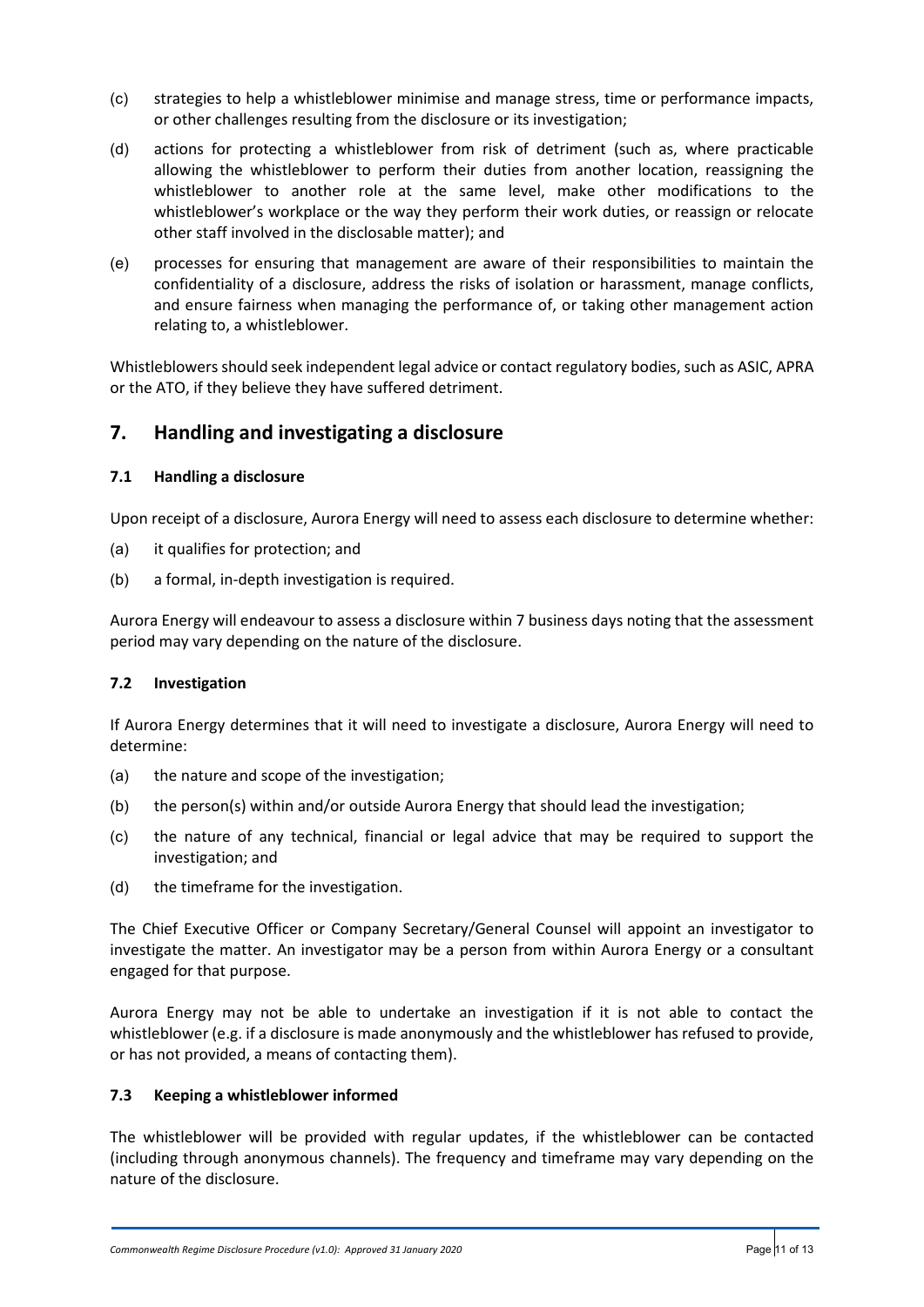(c) strategies to help a whistleblower minimise and manage stress, time or performance impacts, or other challenges resulting from the disclosure or its investigation;

(d) actions for protecting a whistleblower from risk of detriment (such as, where practicable allowing the whistleblower to perform their duties from another location, reassigning the whistleblower to another role at the same level, make other modifications to the whistleblower's workplace or the way they perform their work duties, or reassign or relocate other staff involved in the disclosable matter); and

(e) processes for ensuring that management are aware of their responsibilities to maintain the confidentiality of a disclosure, address the risks of isolation or harassment, manage conflicts, and ensure fairness when managing the performance of, or taking other management action relating to, a whistleblower.

Whistleblowers should seek independent legal advice or contact regulatory bodies, such as ASIC, APRA or the ATO, if they believe they have suffered detriment.

## 7. Handling and investigating a disclosure

### 7.1 Handling a disclosure

Upon receipt of a disclosure, Aurora Energy will need to assess each disclosure to determine whether:

(a) it qualifies for protection; and

(b) a formal, in-depth investigation is required.

Aurora Energy will endeavour to assess a disclosure within 7 business days noting that the assessment period may vary depending on the nature of the disclosure.

### 7.2 Investigation

If Aurora Energy determines that it will need to investigate a disclosure, Aurora Energy will need to determine:

(a) the nature and scope of the investigation;

(b) the person(s) within and/or outside Aurora Energy that should lead the investigation;

(c) the nature of any technical, financial or legal advice that may be required to support the investigation; and

(d) the timeframe for the investigation.

The Chief Executive Officer or Company Secretary/General Counsel will appoint an investigator to investigate the matter. An investigator may be a person from within Aurora Energy or a consultant engaged for that purpose.

Aurora Energy may not be able to undertake an investigation if it is not able to contact the whistleblower (e.g. if a disclosure is made anonymously and the whistleblower has refused to provide, or has not provided, a means of contacting them).

### 7.3 Keeping a whistleblower informed

The whistleblower will be provided with regular updates, if the whistleblower can be contacted (including through anonymous channels). The frequency and timeframe may vary depending on the nature of the disclosure.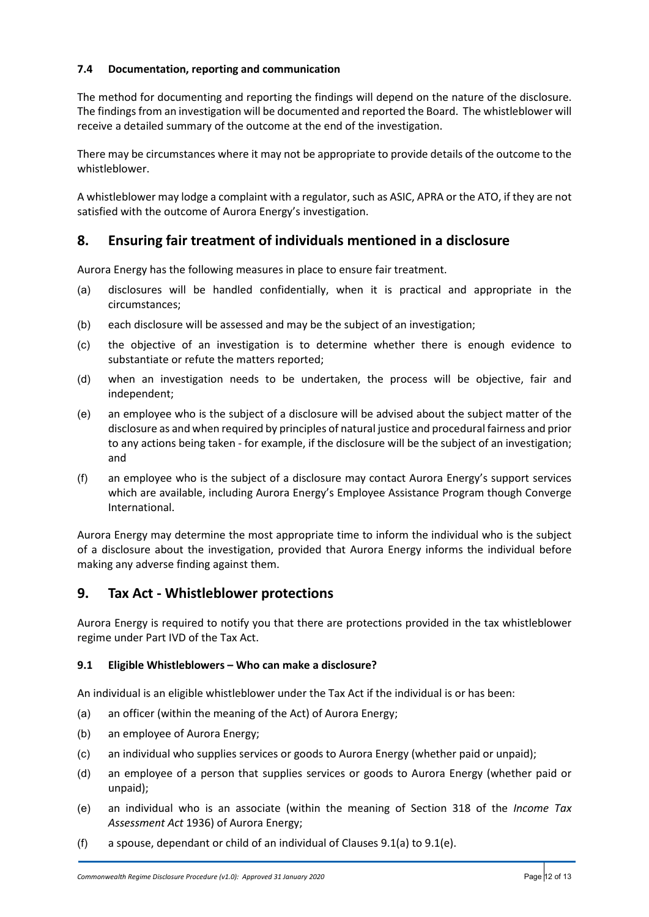### 7.4 Documentation, reporting and communication

The method for documenting and reporting the findings will depend on the nature of the disclosure. The findings from an investigation will be documented and reported the Board. The whistleblower will receive a detailed summary of the outcome at the end of the investigation.

There may be circumstances where it may not be appropriate to provide details of the outcome to the whistleblower.

A whistleblower may lodge a complaint with a regulator, such as ASIC, APRA or the ATO, if they are not satisfied with the outcome of Aurora Energy's investigation.

## 8. Ensuring fair treatment of individuals mentioned in a disclosure

Aurora Energy has the following measures in place to ensure fair treatment.

(a) disclosures will be handled confidentially, when it is practical and appropriate in the circumstances;

(b) each disclosure will be assessed and may be the subject of an investigation;

(c) the objective of an investigation is to determine whether there is enough evidence to substantiate or refute the matters reported;

(d) when an investigation needs to be undertaken, the process will be objective, fair and independent;

(e) an employee who is the subject of a disclosure will be advised about the subject matter of the disclosure as and when required by principles of natural justice and procedural fairness and prior to any actions being taken - for example, if the disclosure will be the subject of an investigation; and

(f) an employee who is the subject of a disclosure may contact Aurora Energy's support services which are available, including Aurora Energy's Employee Assistance Program though Converge International.

Aurora Energy may determine the most appropriate time to inform the individual who is the subject of a disclosure about the investigation, provided that Aurora Energy informs the individual before making any adverse finding against them.

## 9. Tax Act - Whistleblower protections

Aurora Energy is required to notify you that there are protections provided in the tax whistleblower regime under Part IVD of the Tax Act.

### 9.1 Eligible Whistleblowers – Who can make a disclosure?

An individual is an eligible whistleblower under the Tax Act if the individual is or has been:

(a) an officer (within the meaning of the Act) of Aurora Energy;

(b) an employee of Aurora Energy;

(c) an individual who supplies services or goods to Aurora Energy (whether paid or unpaid);

(d) an employee of a person that supplies services or goods to Aurora Energy (whether paid or unpaid);

(e) an individual who is an associate (within the meaning of Section 318 of the *Income Tax Assessment Act* 1936) of Aurora Energy;

(f) a spouse, dependant or child of an individual of Clauses 9.1(a) to 9.1(e).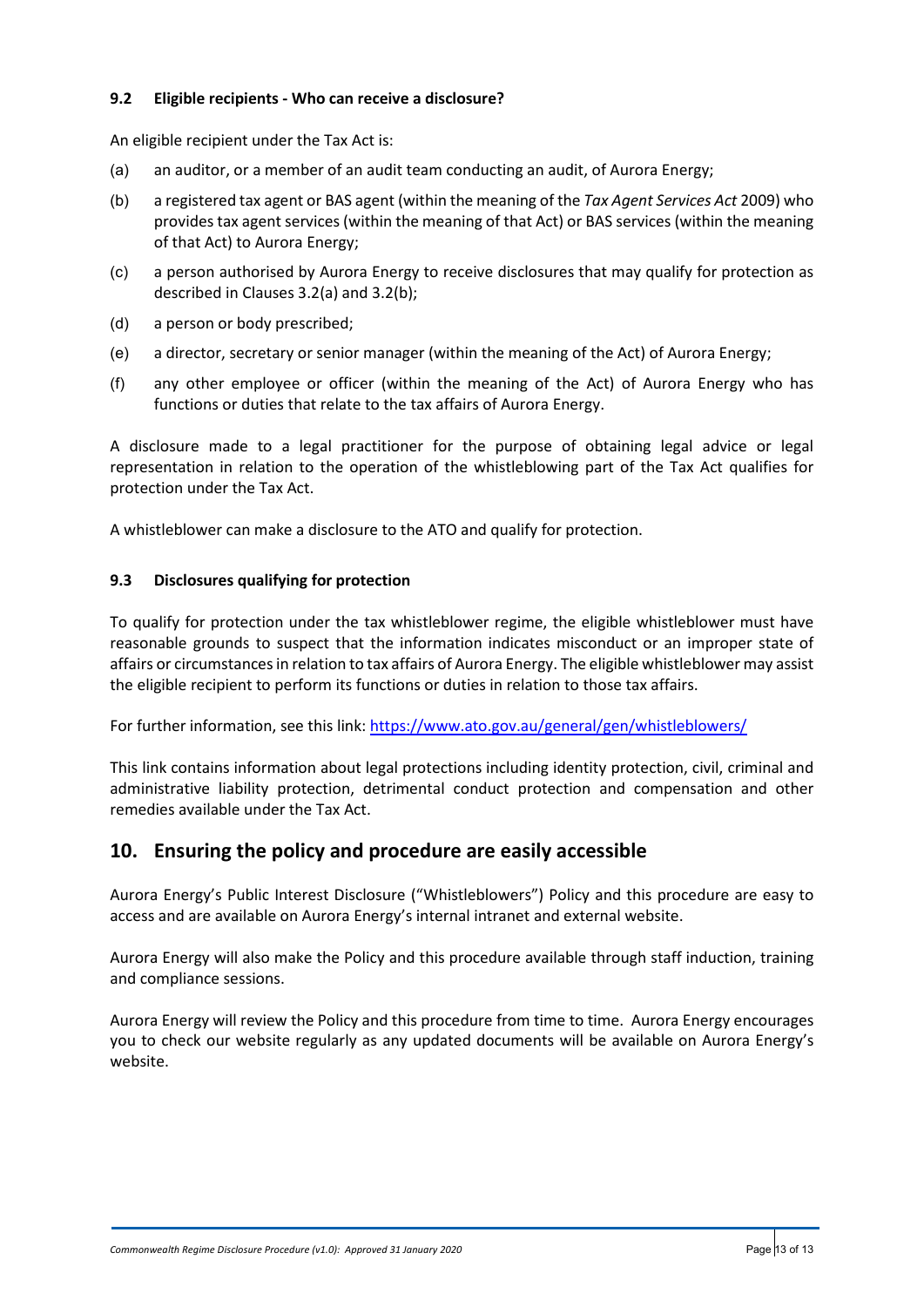### 9.2 Eligible recipients - Who can receive a disclosure?

An eligible recipient under the Tax Act is:

(a) an auditor, or a member of an audit team conducting an audit, of Aurora Energy;

(b) a registered tax agent or BAS agent (within the meaning of the *Tax Agent Services Act* 2009) who provides tax agent services (within the meaning of that Act) or BAS services (within the meaning of that Act) to Aurora Energy;

(c) a person authorised by Aurora Energy to receive disclosures that may qualify for protection as described in Clauses 3.2(a) and 3.2(b);

(d) a person or body prescribed;

(e) a director, secretary or senior manager (within the meaning of the Act) of Aurora Energy;

(f) any other employee or officer (within the meaning of the Act) of Aurora Energy who has functions or duties that relate to the tax affairs of Aurora Energy.

A disclosure made to a legal practitioner for the purpose of obtaining legal advice or legal representation in relation to the operation of the whistleblowing part of the Tax Act qualifies for protection under the Tax Act.

A whistleblower can make a disclosure to the ATO and qualify for protection.

### 9.3 Disclosures qualifying for protection

To qualify for protection under the tax whistleblower regime, the eligible whistleblower must have reasonable grounds to suspect that the information indicates misconduct or an improper state of affairs or circumstances in relation to tax affairs of Aurora Energy. The eligible whistleblower may assist the eligible recipient to perform its functions or duties in relation to those tax affairs.

For further information, see this link: [https://www.ato.gov.au/general/gen/whistleblowers/](https://www.ato.gov.au/general/gen/whistleblowers/)

This link contains information about legal protections including identity protection, civil, criminal and administrative liability protection, detrimental conduct protection and compensation and other remedies available under the Tax Act.

## 10. Ensuring the policy and procedure are easily accessible

Aurora Energy's Public Interest Disclosure ("Whistleblowers") Policy and this procedure are easy to access and are available on Aurora Energy's internal intranet and external website.

Aurora Energy will also make the Policy and this procedure available through staff induction, training and compliance sessions.

Aurora Energy will review the Policy and this procedure from time to time. Aurora Energy encourages you to check our website regularly as any updated documents will be available on Aurora Energy's website.